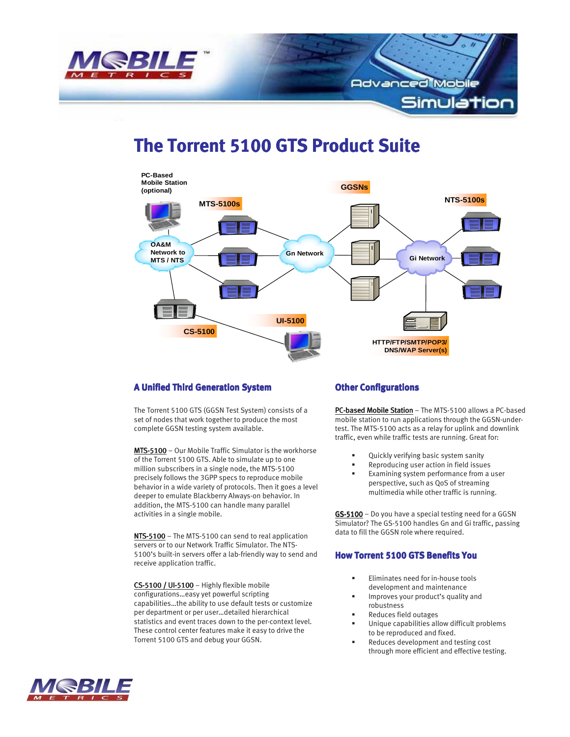# The Torrent 5100 GTS Product Suite

PC-Based Mobile Station (optional)

MTS-5100s

GGSNs

NTS-5100s

OA&M Network to MTS / NTS

Gn Network

Gi Network

UI-5100

CS-5100

HTTP/FTP/SMTP/POP3/ DNS/WAP Server(s)

## A Unified Third Generation System

The Torrent 5100 GTS (GGSN Test System) consists of a set of nodes that work together to produce the most complete GGSN testing system available.

MTS-5100 – Our Mobile Traffic Simulator is the workhorse of the Torrent 5100 GTS. Able to simulate up to one million subscribers in a single node, the MTS-5100 precisely follows the 3GPP specs to reproduce mobile behavior in a wide variety of protocols. Then it goes a level deeper to emulate Blackberry Always-on behavior. In addition, the MTS-5100 can handle many parallel activities in a single mobile.

NTS-5100 – The MTS-5100 can send to real application servers or to our Network Traffic Simulator. The NTS-5100's built-in servers offer a lab-friendly way to send and receive application traffic.

CS-5100 / UI-5100 – Highly flexible mobile configurations…easy yet powerful scripting capabilities…the ability to use default tests or customize per department or per user…detailed hierarchical statistics and event traces down to the per-context level. These control center features make it easy to drive the Torrent 5100 GTS and debug your GGSN.

## Other Configurations

PC-based Mobile Station – The MTS-5100 allows a PC-based mobile station to run applications through the GGSN-under-test. The MTS-5100 acts as a relay for uplink and downlink traffic, even while traffic tests are running. Great for:

- Quickly verifying basic system sanity
- Reproducing user action in field issues
- Examining system performance from a user perspective, such as QoS of streaming multimedia while other traffic is running.

GS-5100 – Do you have a special testing need for a GGSN Simulator? The GS-5100 handles Gn and Gi traffic, passing data to fill the GGSN role where required.

## How Torrent 5100 GTS Benefits You

- Eliminates need for in-house tools development and maintenance
- Improves your product's quality and robustness
- Reduces field outages
- Unique capabilities allow difficult problems to be reproduced and fixed.
- Reduces development and testing cost through more efficient and effective testing.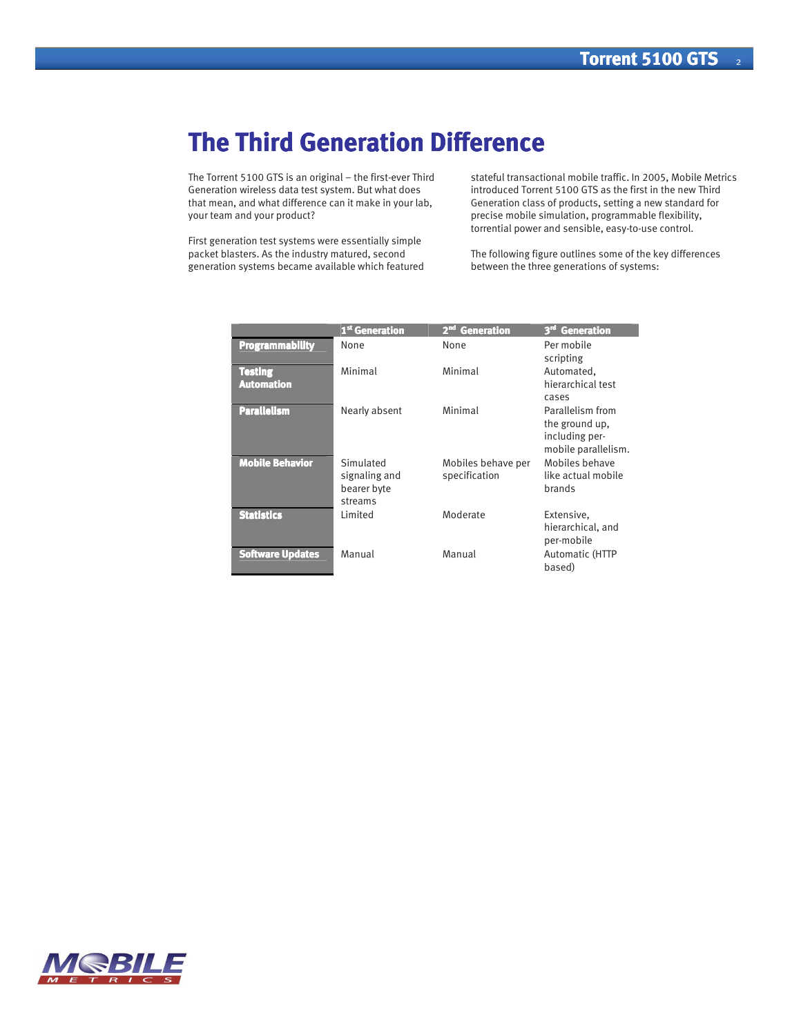# The Third Generation Difference

The Torrent 5100 GTS is an original – the first-ever Third Generation wireless data test system. But what does that mean, and what difference can it make in your lab, your team and your product?

First generation test systems were essentially simple packet blasters. As the industry matured, second generation systems became available which featured stateful transactional mobile traffic. In 2005, Mobile Metrics introduced Torrent 5100 GTS as the first in the new Third Generation class of products, setting a new standard for precise mobile simulation, programmable flexibility, torrential power and sensible, easy-to-use control.

The following figure outlines some of the key differences between the three generations of systems:

| | 1st Generation | 2nd Generation | 3rd Generation |
|---|---|---|---|
| **Programmability** | None | None | Per mobile scripting |
| **Testing Automation** | Minimal | Minimal | Automated, hierarchical test cases |
| **Parallelism** | Nearly absent | Minimal | Parallelism from the ground up, including per-mobile parallelism. |
| **Mobile Behavior** | Simulated signaling and bearer byte streams | Mobiles behave per specification | Mobiles behave like actual mobile brands |
| **Statistics** | Limited | Moderate | Extensive, hierarchical, and per-mobile |
| **Software Updates** | Manual | Manual | Automatic (HTTP based) |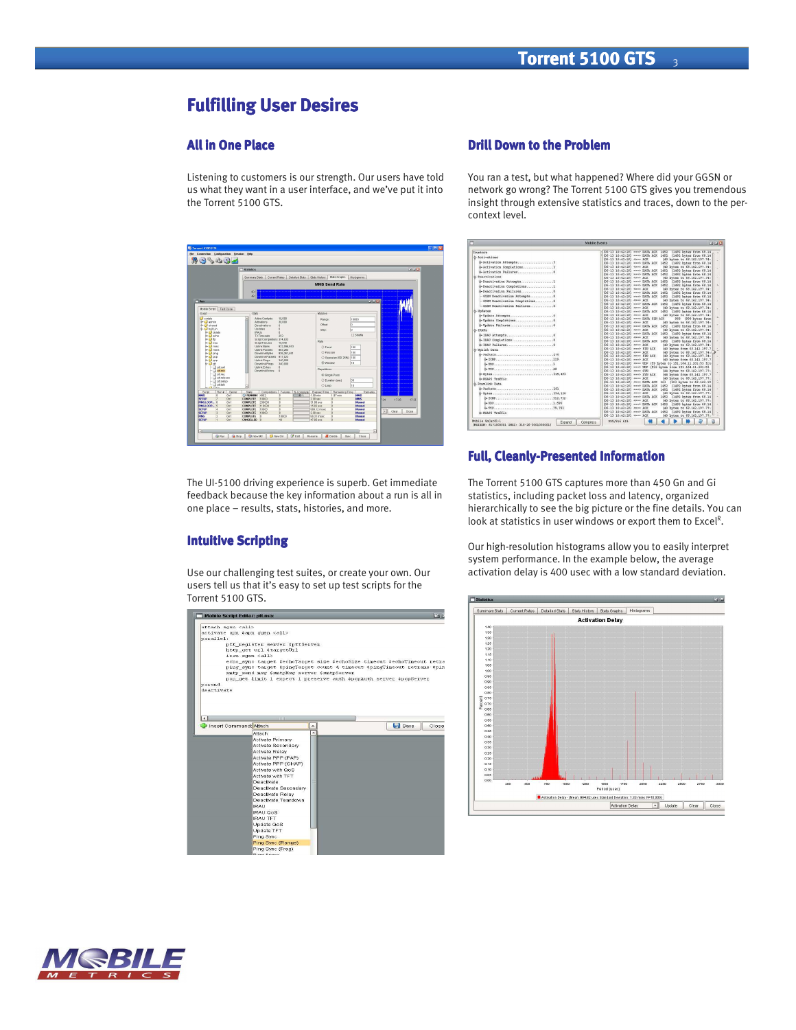# Fulfilling User Desires

## All In One Place

Listening to customers is our strength. Our users have told us what they want in a user interface, and we've put it into the Torrent 5100 GTS.

The UI-5100 driving experience is superb. Get immediate feedback because the key information about a run is all in one place – results, stats, histories, and more.

## Intuitive Scripting

Use our challenging test suites, or create your own. Our users tell us that it's easy to set up test scripts for the Torrent 5100 GTS.

## Drill Down to the Problem

You ran a test, but what happened? Where did your GGSN or network go wrong? The Torrent 5100 GTS gives you tremendous insight through extensive statistics and traces, down to the per-context level.

## Full, Cleanly-Presented Information

The Torrent 5100 GTS captures more than 450 Gn and Gi statistics, including packet loss and latency, organized hierarchically to see the big picture or the fine details. You can look at statistics in user windows or export them to Excel[R].

Our high-resolution histograms allow you to easily interpret system performance. In the example below, the average activation delay is 400 usec with a low standard deviation.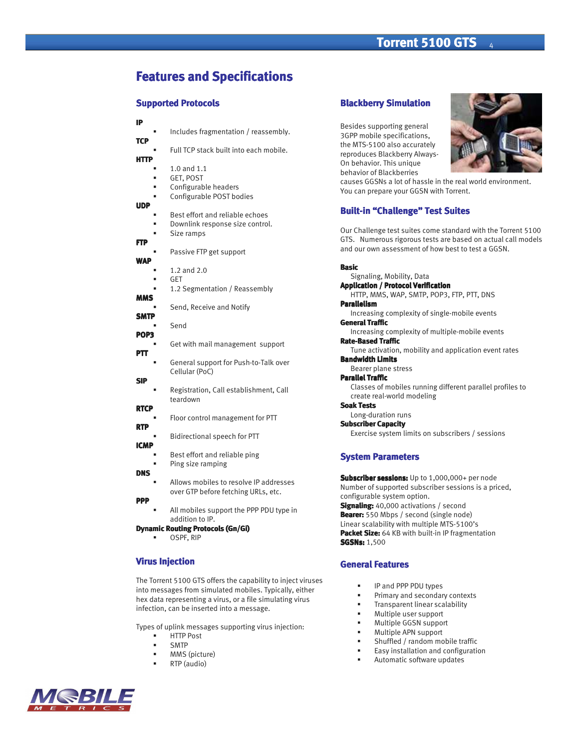# Features and Specifications

## Supported Protocols

**IP**
- Includes fragmentation / reassembly.

**TCP**
- Full TCP stack built into each mobile.

**HTTP**
- 1.0 and 1.1
- GET, POST
- Configurable headers
- Configurable POST bodies

**UDP**
- Best effort and reliable echoes
- Downlink response size control.
- Size ramps

**FTP**
- Passive FTP get support

**WAP**
- 1.2 and 2.0
- GET
- 1.2 Segmentation / Reassembly

**MMS**
- Send, Receive and Notify

**SMTP**
- Send

**POP3**
- Get with mail management support

**PTT**
- General support for Push-to-Talk over Cellular (PoC)

**SIP**
- Registration, Call establishment, Call teardown

**RTCP**
- Floor control management for PTT

**RTP**
- Bidirectional speech for PTT

**ICMP**
- Best effort and reliable ping
- Ping size ramping

**DNS**
- Allows mobiles to resolve IP addresses over GTP before fetching URLs, etc.

**PPP**
- All mobiles support the PPP PDU type in addition to IP.

**Dynamic Routing Protocols (Gn/Gi)**
- OSPF, RIP

## Virus Injection

The Torrent 5100 GTS offers the capability to inject viruses into messages from simulated mobiles. Typically, either hex data representing a virus, or a file simulating virus infection, can be inserted into a message.

Types of uplink messages supporting virus injection:
- HTTP Post
- SMTP
- MMS (picture)
- RTP (audio)

## Blackberry Simulation

Besides supporting general 3GPP mobile specifications, the MTS-5100 also accurately reproduces Blackberry Always-On behavior. This unique behavior of Blackberries causes GGSNs a lot of hassle in the real world environment. You can prepare your GGSN with Torrent.

## Built-in "Challenge" Test Suites

Our Challenge test suites come standard with the Torrent 5100 GTS. Numerous rigorous tests are based on actual call models and our own assessment of how best to test a GGSN.

**Basic**
Signaling, Mobility, Data

**Application / Protocol Verification**
HTTP, MMS, WAP, SMTP, POP3, FTP, PTT, DNS

**Parallelism**
Increasing complexity of single-mobile events

**General Traffic**
Increasing complexity of multiple-mobile events

**Rate-Based Traffic**
Tune activation, mobility and application event rates

**Bandwidth Limits**
Bearer plane stress

**Parallel Traffic**
Classes of mobiles running different parallel profiles to create real-world modeling

**Soak Tests**
Long-duration runs

**Subscriber Capacity**
Exercise system limits on subscribers / sessions

## System Parameters

**Subscriber sessions:** Up to 1,000,000+ per node
Number of supported subscriber sessions is a priced, configurable system option.
**Signaling:** 40,000 activations / second
**Bearer:** 550 Mbps / second (single node)
Linear scalability with multiple MTS-5100's
**Packet Size:** 64 KB with built-in IP fragmentation
**SGSNs:** 1,500

## General Features

- IP and PPP PDU types
- Primary and secondary contexts
- Transparent linear scalability
- Multiple user support
- Multiple GGSN support
- Multiple APN support
- Shuffled / random mobile traffic
- Easy installation and configuration
- Automatic software updates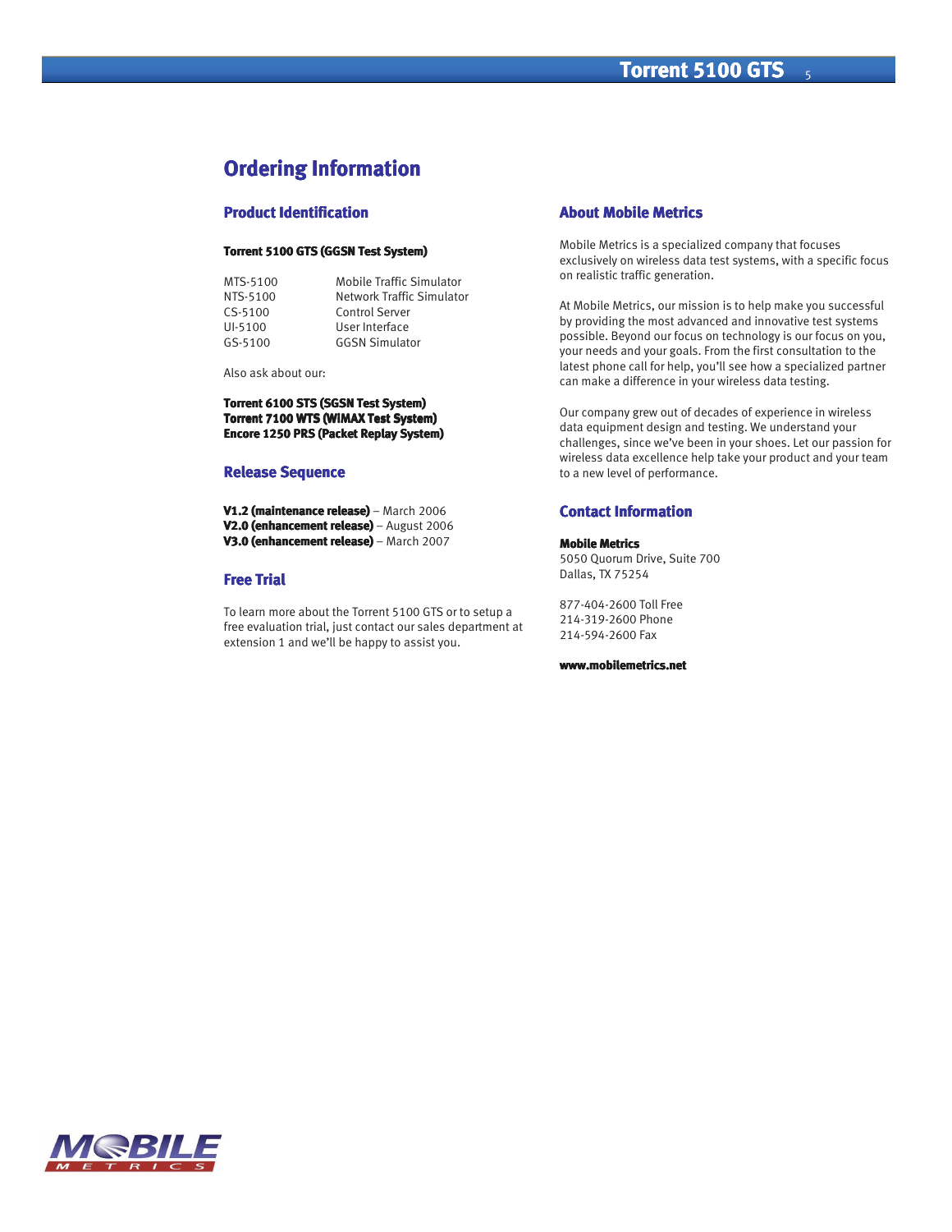# Ordering Information

## Product Identification

**Torrent 5100 GTS (GGSN Test System)**

| | |
|---|---|
| MTS-5100 | Mobile Traffic Simulator |
| NTS-5100 | Network Traffic Simulator |
| CS-5100 | Control Server |
| UI-5100 | User Interface |
| GS-5100 | GGSN Simulator |

Also ask about our:

**Torrent 6100 STS (SGSN Test System)**
**Torrent 7100 WTS (WIMAX Test System)**
**Encore 1250 PRS (Packet Replay System)**

## Release Sequence

**V1.2 (maintenance release)** – March 2006
**V2.0 (enhancement release)** – August 2006
**V3.0 (enhancement release)** – March 2007

## Free Trial

To learn more about the Torrent 5100 GTS or to setup a free evaluation trial, just contact our sales department at extension 1 and we'll be happy to assist you.

## About Mobile Metrics

Mobile Metrics is a specialized company that focuses exclusively on wireless data test systems, with a specific focus on realistic traffic generation.

At Mobile Metrics, our mission is to help make you successful by providing the most advanced and innovative test systems possible. Beyond our focus on technology is our focus on you, your needs and your goals. From the first consultation to the latest phone call for help, you'll see how a specialized partner can make a difference in your wireless data testing.

Our company grew out of decades of experience in wireless data equipment design and testing. We understand your challenges, since we've been in your shoes. Let our passion for wireless data excellence help take your product and your team to a new level of performance.

## Contact Information

**Mobile Metrics**
5050 Quorum Drive, Suite 700
Dallas, TX 75254

877-404-2600 Toll Free
214-319-2600 Phone
214-594-2600 Fax

**www.mobilemetrics.net**